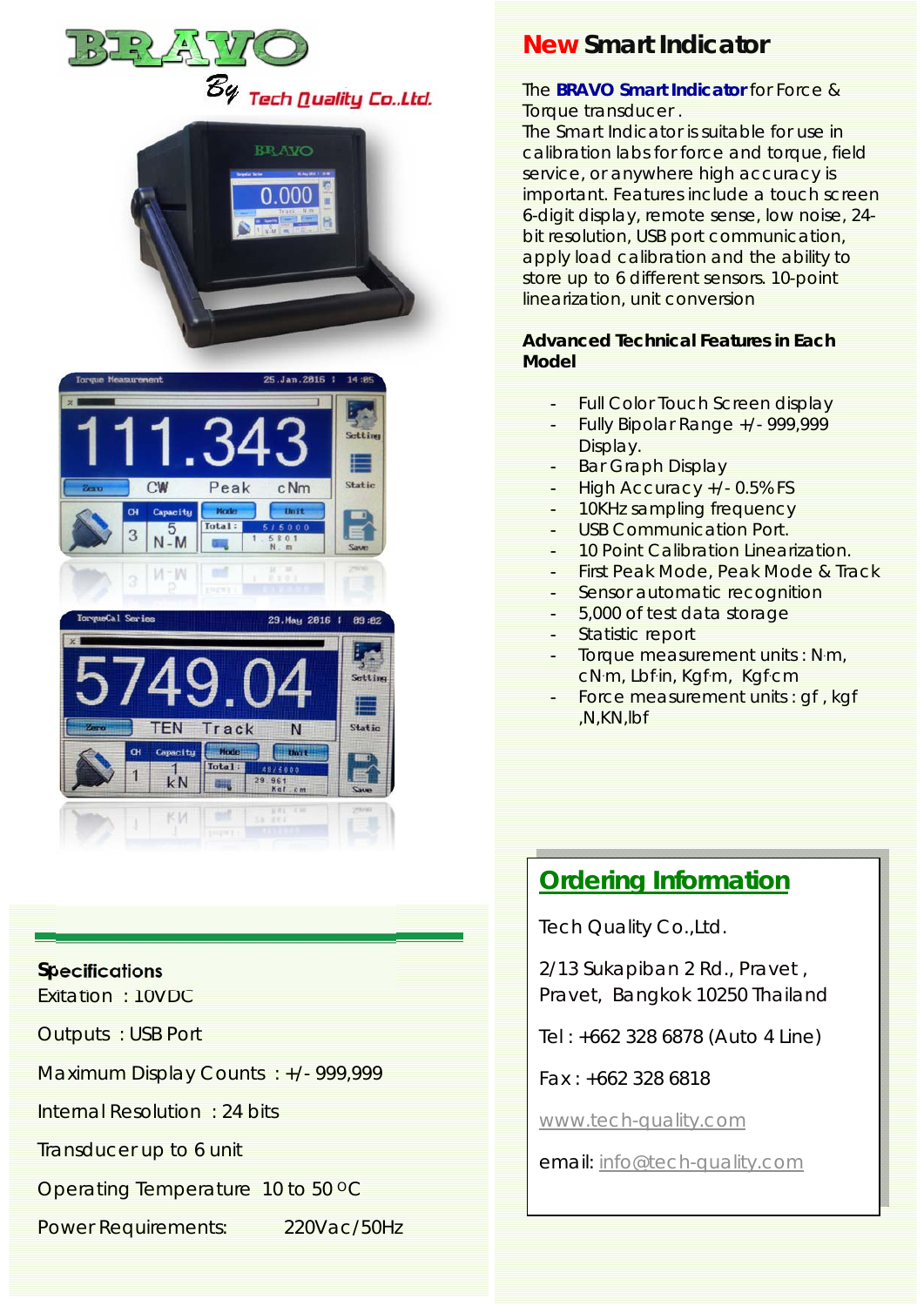BRAVO

By Tech Quality Co.,Ltd.

## New Smart Indicator

The **BRAVO Smart Indicator** for Force & Torque transducer .
The Smart Indicator is suitable for use in calibration labs for force and torque, field service, or anywhere high accuracy is important. Features include a touch screen 6-digit display, remote sense, low noise, 24-bit resolution, USB port communication, apply load calibration and the ability to store up to 6 different sensors. 10-point linearization, unit conversion

### Advanced Technical Features in Each Model

- Full Color Touch Screen display
- Fully Bipolar Range +/- 999,999 Display.
- Bar Graph Display
- High Accuracy +/- 0.5% FS
- 10KHz sampling frequency
- USB Communication Port.
- 10 Point Calibration Linearization.
- First Peak Mode, Peak Mode & Track
- Sensor automatic recognition
- 5,000 of test data storage
- Statistic report
- Torque measurement units : N·m, cN·m, Lbf·in, Kgf·m, Kgf·cm
- Force measurement units : gf , kgf ,N,KN,lbf

### Specifications

Exitation : 10VDC

Outputs : USB Port

Maximum Display Counts : +/- 999,999

Internal Resolution : 24 bits

Transducer up to 6 unit

Operating Temperature 10 to 50 °C

Power Requirements: 220Vac/50Hz

## Ordering Information

Tech Quality Co.,Ltd.

2/13 Sukapiban 2 Rd., Pravet , Pravet, Bangkok 10250 Thailand

Tel : +662 328 6878 (Auto 4 Line)

Fax : +662 328 6818

www.tech-quality.com

email: info@tech-quality.com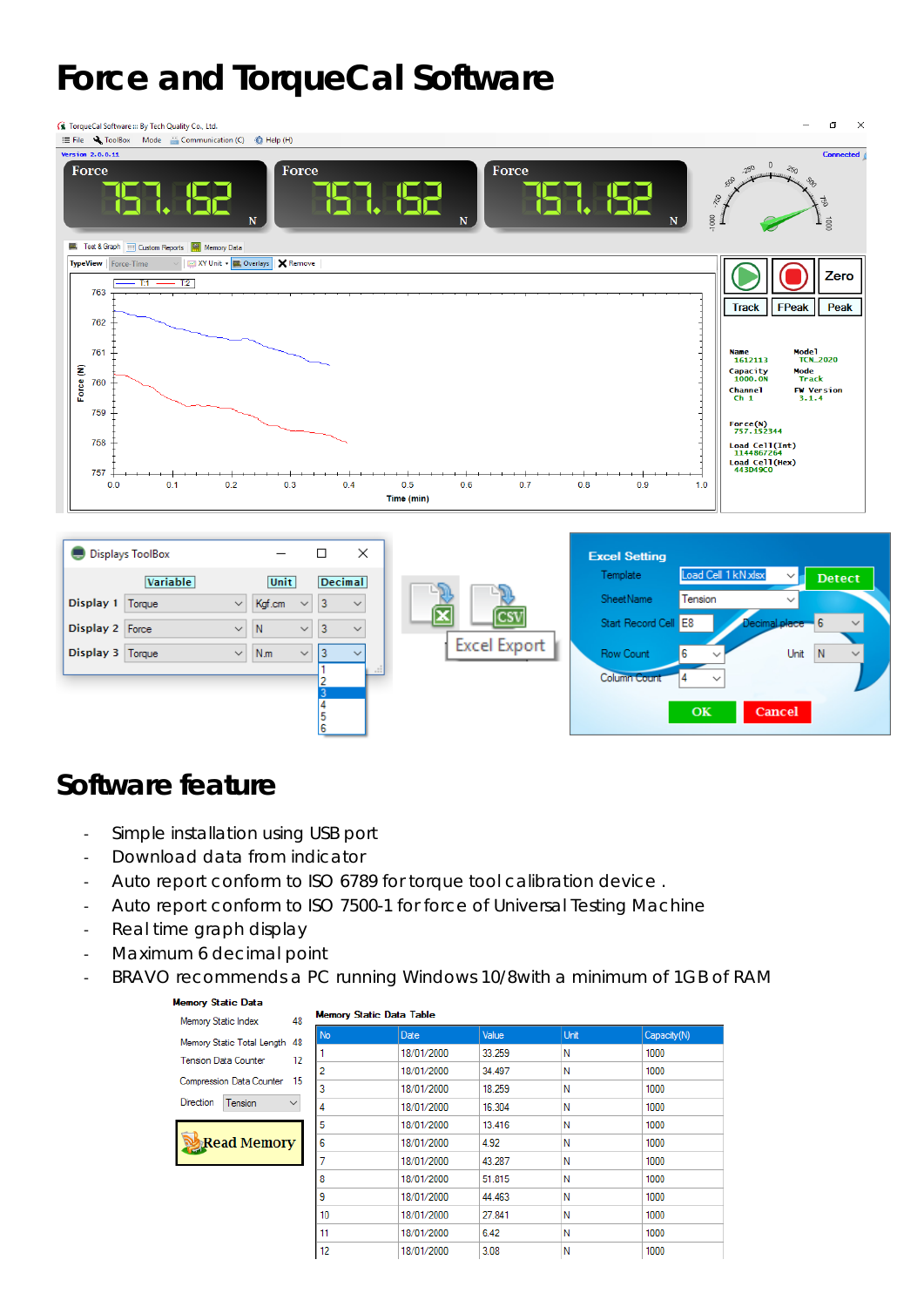# Force and TorqueCal Software

# Software feature

- Simple installation using USB port
- Download data from indicator
- Auto report conform to ISO 6789 for torque tool calibration device .
- Auto report conform to ISO 7500-1 for force of Universal Testing Machine
- Real time graph display
- Maximum 6 decimal point
- BRAVO recommends a PC running Windows 10/8with a minimum of 1GB of RAM

**Memory Static Data**

Memory Static Index 48

Memory Static Total Length 48

Tension Data Counter 12

Compression Data Counter 15

Direction Tension

Read Memory

**Memory Static Data Table**

| No | Date | Value | Unit | Capacity(N) |
|---|---|---|---|---|
| 1 | 18/01/2000 | 33.259 | N | 1000 |
| 2 | 18/01/2000 | 34.497 | N | 1000 |
| 3 | 18/01/2000 | 18.259 | N | 1000 |
| 4 | 18/01/2000 | 16.304 | N | 1000 |
| 5 | 18/01/2000 | 13.416 | N | 1000 |
| 6 | 18/01/2000 | 4.92 | N | 1000 |
| 7 | 18/01/2000 | 43.287 | N | 1000 |
| 8 | 18/01/2000 | 51.815 | N | 1000 |
| 9 | 18/01/2000 | 44.463 | N | 1000 |
| 10 | 18/01/2000 | 27.841 | N | 1000 |
| 11 | 18/01/2000 | 6.42 | N | 1000 |
| 12 | 18/01/2000 | 3.08 | N | 1000 |